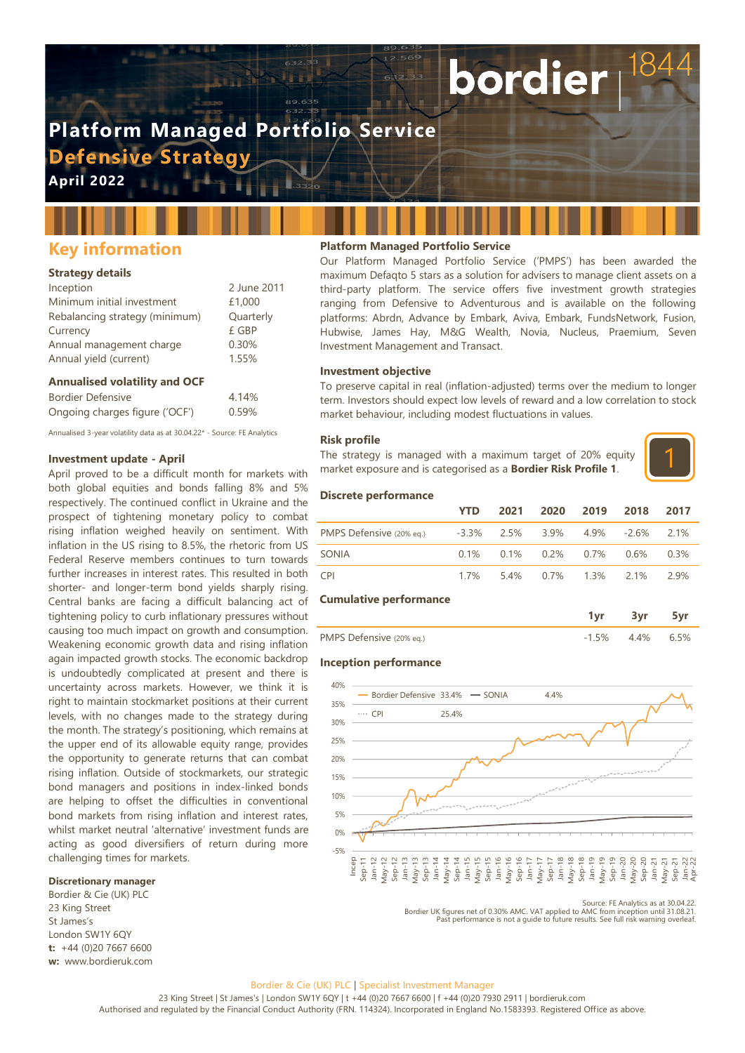# Platform Managed Portfolio Service

## Defensive Strategy

**April 2022**

## Key information

### Strategy details

| | |
|---|---|
| Inception | 2 June 2011 |
| Minimum initial investment | £1,000 |
| Rebalancing strategy (minimum) | Quarterly |
| Currency | £ GBP |
| Annual management charge | 0.30% |
| Annual yield (current) | 1.55% |

### Annualised volatility and OCF

| | |
|---|---|
| Bordier Defensive | 4.14% |
| Ongoing charges figure ('OCF') | 0.59% |

Annualised 3-year volatility data as at 30.04.22* - Source: FE Analytics

### Investment update - April

April proved to be a difficult month for markets with both global equities and bonds falling 8% and 5% respectively. The continued conflict in Ukraine and the prospect of tightening monetary policy to combat rising inflation weighed heavily on sentiment. With inflation in the US rising to 8.5%, the rhetoric from US Federal Reserve members continues to turn towards further increases in interest rates. This resulted in both shorter- and longer-term bond yields sharply rising. Central banks are facing a difficult balancing act of tightening policy to curb inflationary pressures without causing too much impact on growth and consumption. Weakening economic growth data and rising inflation again impacted growth stocks. The economic backdrop is undoubtedly complicated at present and there is uncertainty across markets. However, we think it is right to maintain stockmarket positions at their current levels, with no changes made to the strategy during the month. The strategy's positioning, which remains at the upper end of its allowable equity range, provides the opportunity to generate returns that can combat rising inflation. Outside of stockmarkets, our strategic bond managers and positions in index-linked bonds are helping to offset the difficulties in conventional bond markets from rising inflation and interest rates, whilst market neutral 'alternative' investment funds are acting as good diversifiers of return during more challenging times for markets.

### Discretionary manager

Bordier & Cie (UK) PLC
23 King Street
St James's
London SW1Y 6QY
**t:** +44 (0)20 7667 6600
**w:** www.bordieruk.com

### Platform Managed Portfolio Service

Our Platform Managed Portfolio Service ('PMPS') has been awarded the maximum Defaqto 5 stars as a solution for advisers to manage client assets on a third-party platform. The service offers five investment growth strategies ranging from Defensive to Adventurous and is available on the following platforms: Abrdn, Advance by Embark, Aviva, Embark, FundsNetwork, Fusion, Hubwise, James Hay, M&G Wealth, Novia, Nucleus, Praemium, Seven Investment Management and Transact.

### Investment objective

To preserve capital in real (inflation-adjusted) terms over the medium to longer term. Investors should expect low levels of reward and a low correlation to stock market behaviour, including modest fluctuations in values.

### Risk profile

The strategy is managed with a maximum target of 20% equity market exposure and is categorised as a **Bordier Risk Profile 1**.

1

### Discrete performance

| | YTD | 2021 | 2020 | 2019 | 2018 | 2017 |
|---|---|---|---|---|---|---|
| PMPS Defensive (20% eq.) | -3.3% | 2.5% | 3.9% | 4.9% | -2.6% | 2.1% |
| SONIA | 0.1% | 0.1% | 0.2% | 0.7% | 0.6% | 0.3% |
| CPI | 1.7% | 5.4% | 0.7% | 1.3% | 2.1% | 2.9% |

### Cumulative performance

| | 1yr | 3yr | 5yr |
|---|---|---|---|
| PMPS Defensive (20% eq.) | -1.5% | 4.4% | 6.5% |

### Inception performance

Bordier Defensive 33.4% — SONIA 4.4% — CPI 25.4%

Source: FE Analytics as at 30.04.22.
Bordier UK figures net of 0.30% AMC. VAT applied to AMC from inception until 31.08.21.
Past performance is not a guide to future results. See full risk warning overleaf.

Bordier & Cie (UK) PLC | Specialist Investment Manager
23 King Street | St James's | London SW1Y 6QY | t +44 (0)20 7667 6600 | f +44 (0)20 7930 2911 | bordieruk.com
Authorised and regulated by the Financial Conduct Authority (FRN. 114324). Incorporated in England No.1583393. Registered Office as above.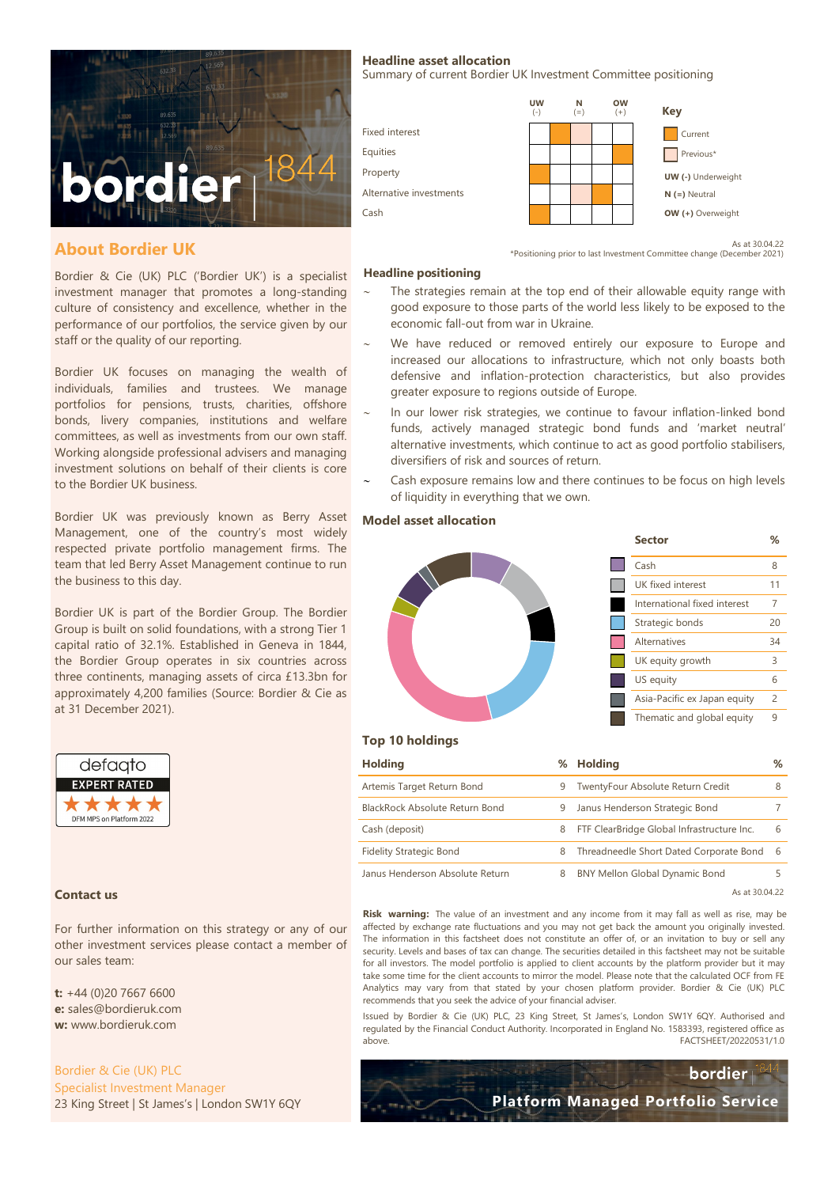bordier 1844

## About Bordier UK

Bordier & Cie (UK) PLC ('Bordier UK') is a specialist investment manager that promotes a long-standing culture of consistency and excellence, whether in the performance of our portfolios, the service given by our staff or the quality of our reporting.

Bordier UK focuses on managing the wealth of individuals, families and trustees. We manage portfolios for pensions, trusts, charities, offshore bonds, livery companies, institutions and welfare committees, as well as investments from our own staff. Working alongside professional advisers and managing investment solutions on behalf of their clients is core to the Bordier UK business.

Bordier UK was previously known as Berry Asset Management, one of the country's most widely respected private portfolio management firms. The team that led Berry Asset Management continue to run the business to this day.

Bordier UK is part of the Bordier Group. The Bordier Group is built on solid foundations, with a strong Tier 1 capital ratio of 32.1%. Established in Geneva in 1844, the Bordier Group operates in six countries across three continents, managing assets of circa £13.3bn for approximately 4,200 families (Source: Bordier & Cie as at 31 December 2021).

defaqto EXPERT RATED
DFM MPS on Platform 2022

### Contact us

For further information on this strategy or any of our other investment services please contact a member of our sales team:

**t:** +44 (0)20 7667 6600
**e:** sales@bordieruk.com
**w:** www.bordieruk.com

Bordier & Cie (UK) PLC
Specialist Investment Manager
23 King Street | St James's | London SW1Y 6QY

### Headline asset allocation

Summary of current Bordier UK Investment Committee positioning

UW (-) N (=) OW (+)

Fixed interest
Equities
Property
Alternative investments
Cash

Key
Current
Previous*
**UW (-)** Underweight
**N (=)** Neutral
**OW (+)** Overweight

As at 30.04.22
*Positioning prior to last Investment Committee change (December 2021)

### Headline positioning

- The strategies remain at the top end of their allowable equity range with good exposure to those parts of the world less likely to be exposed to the economic fall-out from war in Ukraine.
- We have reduced or removed entirely our exposure to Europe and increased our allocations to infrastructure, which not only boasts both defensive and inflation-protection characteristics, but also provides greater exposure to regions outside of Europe.
- In our lower risk strategies, we continue to favour inflation-linked bond funds, actively managed strategic bond funds and 'market neutral' alternative investments, which continue to act as good portfolio stabilisers, diversifiers of risk and sources of return.
- Cash exposure remains low and there continues to be focus on high levels of liquidity in everything that we own.

### Model asset allocation

| Sector | % |
|---|---|
| Cash | 8 |
| UK fixed interest | 11 |
| International fixed interest | 7 |
| Strategic bonds | 20 |
| Alternatives | 34 |
| UK equity growth | 3 |
| US equity | 6 |
| Asia-Pacific ex Japan equity | 2 |
| Thematic and global equity | 9 |

### Top 10 holdings

| Holding | % | Holding | % |
|---|---|---|---|
| Artemis Target Return Bond | 9 | TwentyFour Absolute Return Credit | 8 |
| BlackRock Absolute Return Bond | 9 | Janus Henderson Strategic Bond | 7 |
| Cash (deposit) | 8 | FTF ClearBridge Global Infrastructure Inc. | 6 |
| Fidelity Strategic Bond | 8 | Threadneedle Short Dated Corporate Bond | 6 |
| Janus Henderson Absolute Return | 8 | BNY Mellon Global Dynamic Bond | 5 |

As at 30.04.22

**Risk warning:** The value of an investment and any income from it may fall as well as rise, may be affected by exchange rate fluctuations and you may not get back the amount you originally invested. The information in this factsheet does not constitute an offer of, or an invitation to buy or sell any security. Levels and bases of tax can change. The securities detailed in this factsheet may not be suitable for all investors. The model portfolio is applied to client accounts by the platform provider but it may take some time for the client accounts to mirror the model. Please note that the calculated OCF from FE Analytics may vary from that stated by your chosen platform provider. Bordier & Cie (UK) PLC recommends that you seek the advice of your financial adviser.

Issued by Bordier & Cie (UK) PLC, 23 King Street, St James's, London SW1Y 6QY. Authorised and regulated by the Financial Conduct Authority. Incorporated in England No. 1583393, registered office as above. FACTSHEET/20220531/1.0

bordier 1844
Platform Managed Portfolio Service